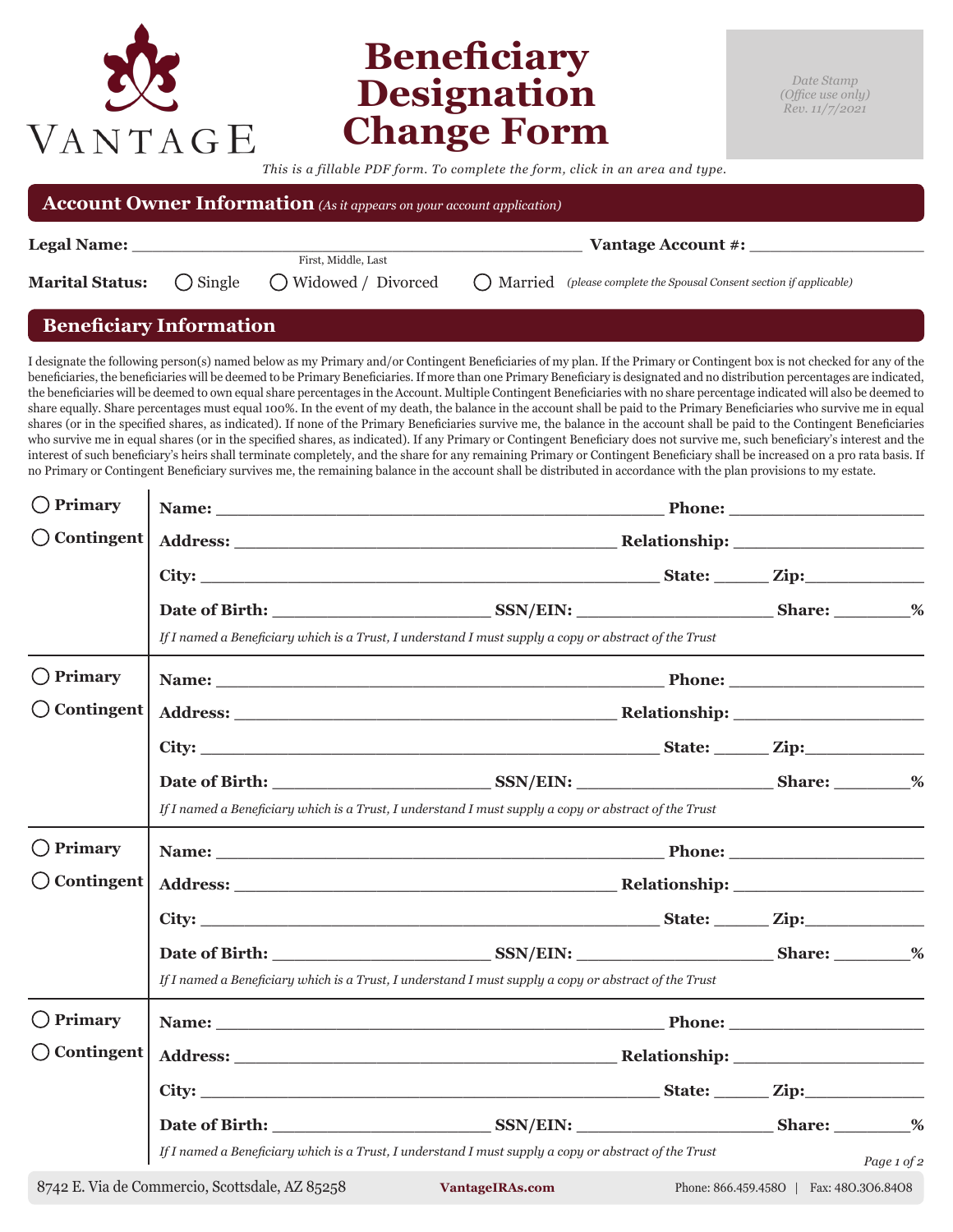VANTAGE

# Beneficiary Designation Change Form

*Date Stamp (Office use only) Rev. 11/7/2021*

*This is a fillable PDF form. To complete the form, click in an area and type.*

## Account Owner Information *(As it appears on your account application)*

**Legal Name:** ______________________________ **Vantage Account #:** ____________

First, Middle, Last

**Marital Status:** ◯ Single ◯ Widowed / Divorced ◯ Married *(please complete the Spousal Consent section if applicable)*

## Beneficiary Information

I designate the following person(s) named below as my Primary and/or Contingent Beneficiaries of my plan. If the Primary or Contingent box is not checked for any of the beneficiaries, the beneficiaries will be deemed to be Primary Beneficiaries. If more than one Primary Beneficiary is designated and no distribution percentages are indicated, the beneficiaries will be deemed to own equal share percentages in the Account. Multiple Contingent Beneficiaries with no share percentage indicated will also be deemed to share equally. Share percentages must equal 100%. In the event of my death, the balance in the account shall be paid to the Primary Beneficiaries who survive me in equal shares (or in the specified shares, as indicated). If none of the Primary Beneficiaries survive me, the balance in the account shall be paid to the Contingent Beneficiaries who survive me in equal shares (or in the specified shares, as indicated). If any Primary or Contingent Beneficiary does not survive me, such beneficiary's interest and the interest of such beneficiary's heirs shall terminate completely, and the share for any remaining Primary or Contingent Beneficiary shall be increased on a pro rata basis. If no Primary or Contingent Beneficiary survives me, the remaining balance in the account shall be distributed in accordance with the plan provisions to my estate.

◯ **Primary** ◯ **Contingent**

**Name:** ______________________________ **Phone:** ____________

**Address:** ______________________________ **Relationship:** ____________

**City:** ______________________________ **State:** _____ **Zip:** ________

**Date of Birth:** ______________ **SSN/EIN:** ______________ **Share:** ______%

*If I named a Beneficiary which is a Trust, I understand I must supply a copy or abstract of the Trust*

◯ **Primary** ◯ **Contingent**

**Name:** ______________________________ **Phone:** ____________

**Address:** ______________________________ **Relationship:** ____________

**City:** ______________________________ **State:** _____ **Zip:** ________

**Date of Birth:** ______________ **SSN/EIN:** ______________ **Share:** ______%

*If I named a Beneficiary which is a Trust, I understand I must supply a copy or abstract of the Trust*

◯ **Primary** ◯ **Contingent**

**Name:** ______________________________ **Phone:** ____________

**Address:** ______________________________ **Relationship:** ____________

**City:** ______________________________ **State:** _____ **Zip:** ________

**Date of Birth:** ______________ **SSN/EIN:** ______________ **Share:** ______%

*If I named a Beneficiary which is a Trust, I understand I must supply a copy or abstract of the Trust*

◯ **Primary** ◯ **Contingent**

**Name:** ______________________________ **Phone:** ____________

**Address:** ______________________________ **Relationship:** ____________

**City:** ______________________________ **State:** _____ **Zip:** ________

**Date of Birth:** ______________ **SSN/EIN:** ______________ **Share:** ______%

*If I named a Beneficiary which is a Trust, I understand I must supply a copy or abstract of the Trust*

8742 E. Via de Commercio, Scottsdale, AZ 85258 | **VantageIRAs.com** | Phone: 866.459.4580 | Fax: 480.306.8408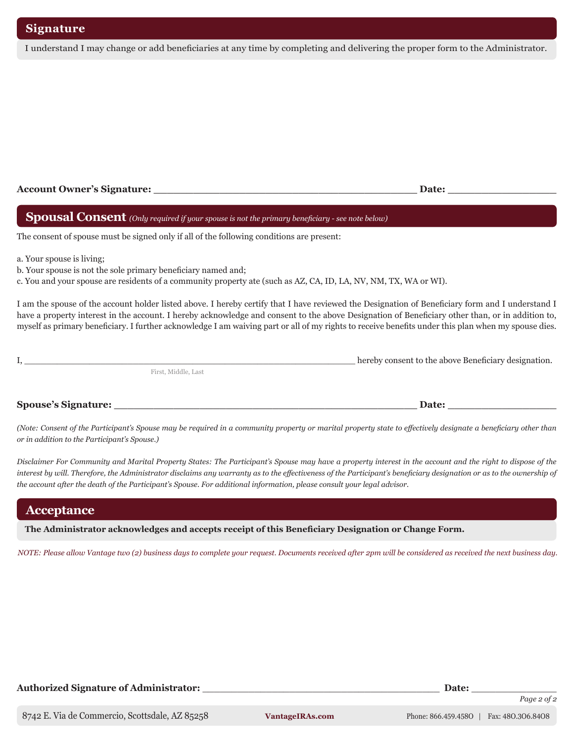## Signature

I understand I may change or add beneficiaries at any time by completing and delivering the proper form to the Administrator.

**Account Owner's Signature:** _______________________________________________ **Date:** __________________

## Spousal Consent *(Only required if your spouse is not the primary beneficiary - see note below)*

The consent of spouse must be signed only if all of the following conditions are present:

a. Your spouse is living;
b. Your spouse is not the sole primary beneficiary named and;
c. You and your spouse are residents of a community property ate (such as AZ, CA, ID, LA, NV, NM, TX, WA or WI).

I am the spouse of the account holder listed above. I hereby certify that I have reviewed the Designation of Beneficiary form and I understand I have a property interest in the account. I hereby acknowledge and consent to the above Designation of Beneficiary other than, or in addition to, myself as primary beneficiary. I further acknowledge I am waiving part or all of my rights to receive benefits under this plan when my spouse dies.

I, ____________________________________________________________ hereby consent to the above Beneficiary designation.
First, Middle, Last

**Spouse's Signature:** _______________________________________________________ **Date:** __________________

*(Note: Consent of the Participant's Spouse may be required in a community property or marital property state to effectively designate a beneficiary other than or in addition to the Participant's Spouse.)*

*Disclaimer For Community and Marital Property States: The Participant's Spouse may have a property interest in the account and the right to dispose of the interest by will. Therefore, the Administrator disclaims any warranty as to the effectiveness of the Participant's beneficiary designation or as to the ownership of the account after the death of the Participant's Spouse. For additional information, please consult your legal advisor.*

## Acceptance

**The Administrator acknowledges and accepts receipt of this Beneficiary Designation or Change Form.**

*NOTE: Please allow Vantage two (2) business days to complete your request. Documents received after 2pm will be considered as received the next business day.*

**Authorized Signature of Administrator:** ___________________________________________ **Date:** _______________

8742 E. Via de Commercio, Scottsdale, AZ 85258 | VantageIRAs.com | Phone: 866.459.4580 | Fax: 480.306.8408